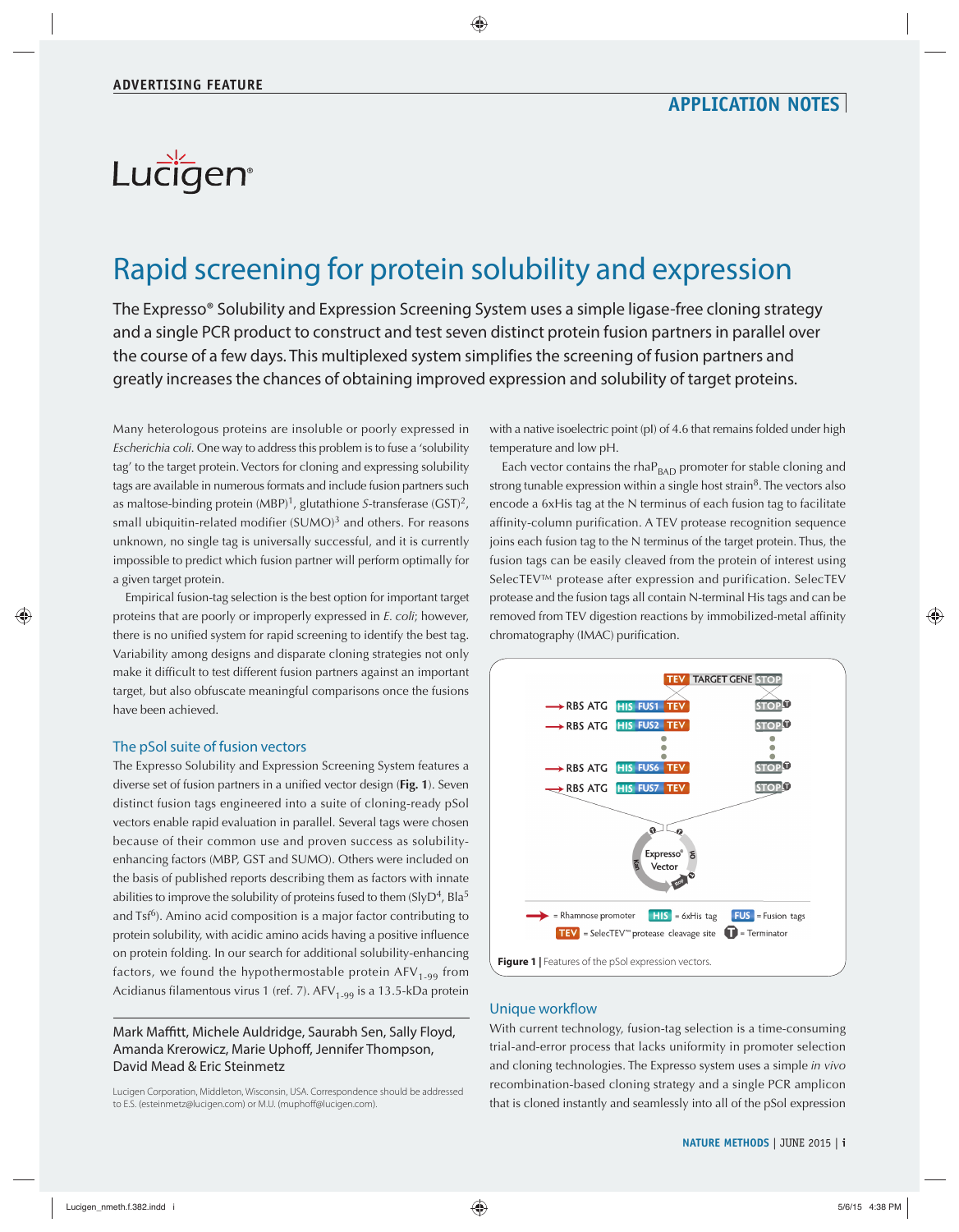ADVERTISING FEATURE

APPLICATION NOTES

Lucigen

# Rapid screening for protein solubility and expression

The Expresso® Solubility and Expression Screening System uses a simple ligase-free cloning strategy and a single PCR product to construct and test seven distinct protein fusion partners in parallel over the course of a few days. This multiplexed system simplifies the screening of fusion partners and greatly increases the chances of obtaining improved expression and solubility of target proteins.

Many heterologous proteins are insoluble or poorly expressed in *Escherichia coli*. One way to address this problem is to fuse a 'solubility tag' to the target protein. Vectors for cloning and expressing solubility tags are available in numerous formats and include fusion partners such as maltose-binding protein (MBP)[1], glutathione *S*-transferase (GST)[2], small ubiquitin-related modifier (SUMO)[3] and others. For reasons unknown, no single tag is universally successful, and it is currently impossible to predict which fusion partner will perform optimally for a given target protein.

Empirical fusion-tag selection is the best option for important target proteins that are poorly or improperly expressed in *E. coli*; however, there is no unified system for rapid screening to identify the best tag. Variability among designs and disparate cloning strategies not only make it difficult to test different fusion partners against an important target, but also obfuscate meaningful comparisons once the fusions have been achieved.

## The pSol suite of fusion vectors

The Expresso Solubility and Expression Screening System features a diverse set of fusion partners in a unified vector design (**Fig. 1**). Seven distinct fusion tags engineered into a suite of cloning-ready pSol vectors enable rapid evaluation in parallel. Several tags were chosen because of their common use and proven success as solubility-enhancing factors (MBP, GST and SUMO). Others were included on the basis of published reports describing them as factors with innate abilities to improve the solubility of proteins fused to them (SlyD[4], Bla[5] and Tsf[6]). Amino acid composition is a major factor contributing to protein solubility, with acidic amino acids having a positive influence on protein folding. In our search for additional solubility-enhancing factors, we found the hypothermostable protein $AFV_{1-99}$ from Acidianus filamentous virus 1 (ref. 7). $AFV_{1-99}$ is a 13.5-kDa protein with a native isoelectric point (pI) of 4.6 that remains folded under high temperature and low pH.

Each vector contains the $rhaP_{BAD}$ promoter for stable cloning and strong tunable expression within a single host strain[8]. The vectors also encode a 6xHis tag at the N terminus of each fusion tag to facilitate affinity-column purification. A TEV protease recognition sequence joins each fusion tag to the N terminus of the target protein. Thus, the fusion tags can be easily cleaved from the protein of interest using SelecTEV™ protease after expression and purification. SelecTEV protease and the fusion tags all contain N-terminal His tags and can be removed from TEV digestion reactions by immobilized-metal affinity chromatography (IMAC) purification.

**Figure 1 |** Features of the pSol expression vectors.

Mark Maffitt, Michele Auldridge, Saurabh Sen, Sally Floyd, Amanda Krerowicz, Marie Uphoff, Jennifer Thompson, David Mead & Eric Steinmetz

Lucigen Corporation, Middleton, Wisconsin, USA. Correspondence should be addressed to E.S. (esteinmetz@lucigen.com) or M.U. (muphoff@lucigen.com).

## Unique workflow

With current technology, fusion-tag selection is a time-consuming trial-and-error process that lacks uniformity in promoter selection and cloning technologies. The Expresso system uses a simple *in vivo* recombination-based cloning strategy and a single PCR amplicon that is cloned instantly and seamlessly into all of the pSol expression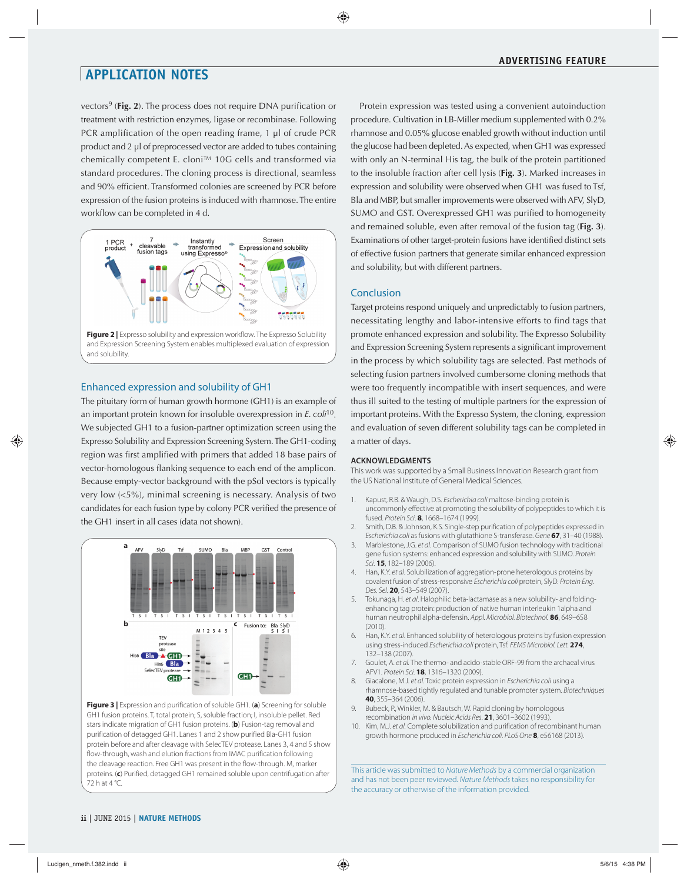vectors[9] (**Fig. 2**). The process does not require DNA purification or treatment with restriction enzymes, ligase or recombinase. Following PCR amplification of the open reading frame, 1 μl of crude PCR product and 2 μl of preprocessed vector are added to tubes containing chemically competent E. cloni™ 10G cells and transformed via standard procedures. The cloning process is directional, seamless and 90% efficient. Transformed colonies are screened by PCR before expression of the fusion proteins is induced with rhamnose. The entire workflow can be completed in 4 d.

1 PCR product + 7 cleavable fusion tags → Instantly transformed using Expresso® → Screen Expression and solubility

**Figure 2 |** Expresso solubility and expression workflow. The Expresso Solubility and Expression Screening System enables multiplexed evaluation of expression and solubility.

## Enhanced expression and solubility of GH1

The pituitary form of human growth hormone (GH1) is an example of an important protein known for insoluble overexpression in *E. coli*[10]. We subjected GH1 to a fusion-partner optimization screen using the Expresso Solubility and Expression Screening System. The GH1-coding region was first amplified with primers that added 18 base pairs of vector-homologous flanking sequence to each end of the amplicon. Because empty-vector background with the pSol vectors is typically very low (<5%), minimal screening is necessary. Analysis of two candidates for each fusion type by colony PCR verified the presence of the GH1 insert in all cases (data not shown).

a
AFV SlyD Tsf SUMO Bla MBP GST Control
T S I T S I T S I T S I T S I T S I T S I T S I

b
M 1 2 3 4 5
His6 Bla TEV protease site GH1
His6 Bla
SelecTEV protease
GH1

c
Fusion to: Bla SlyD
S I S I
GH1

**Figure 3 |** Expression and purification of soluble GH1. (**a**) Screening for soluble GH1 fusion proteins. T, total protein; S, soluble fraction; I, insoluble pellet. Red stars indicate migration of GH1 fusion proteins. (**b**) Fusion-tag removal and purification of detagged GH1. Lanes 1 and 2 show purified Bla-GH1 fusion protein before and after cleavage with SelecTEV protease. Lanes 3, 4 and 5 show flow-through, wash and elution fractions from IMAC purification following the cleavage reaction. Free GH1 was present in the flow-through. M, marker proteins. (**c**) Purified, detagged GH1 remained soluble upon centrifugation after 72 h at 4 °C.

Protein expression was tested using a convenient autoinduction procedure. Cultivation in LB-Miller medium supplemented with 0.2% rhamnose and 0.05% glucose enabled growth without induction until the glucose had been depleted. As expected, when GH1 was expressed with only an N-terminal His tag, the bulk of the protein partitioned to the insoluble fraction after cell lysis (**Fig. 3**). Marked increases in expression and solubility were observed when GH1 was fused to Tsf, Bla and MBP, but smaller improvements were observed with AFV, SlyD, SUMO and GST. Overexpressed GH1 was purified to homogeneity and remained soluble, even after removal of the fusion tag (**Fig. 3**). Examinations of other target-protein fusions have identified distinct sets of effective fusion partners that generate similar enhanced expression and solubility, but with different partners.

## Conclusion

Target proteins respond uniquely and unpredictably to fusion partners, necessitating lengthy and labor-intensive efforts to find tags that promote enhanced expression and solubility. The Expresso Solubility and Expression Screening System represents a significant improvement in the process by which solubility tags are selected. Past methods of selecting fusion partners involved cumbersome cloning methods that were too frequently incompatible with insert sequences, and were thus ill suited to the testing of multiple partners for the expression of important proteins. With the Expresso System, the cloning, expression and evaluation of seven different solubility tags can be completed in a matter of days.

### ACKNOWLEDGMENTS

This work was supported by a Small Business Innovation Research grant from the US National Institute of General Medical Sciences.

1. Kapust, R.B. & Waugh, D.S. *Escherichia coli* maltose-binding protein is uncommonly effective at promoting the solubility of polypeptides to which it is fused. *Protein Sci.* **8**, 1668–1674 (1999).
2. Smith, D.B. & Johnson, K.S. Single-step purification of polypeptides expressed in *Escherichia coli* as fusions with glutathione S-transferase. *Gene* **67**, 31–40 (1988).
3. Marblestone, J.G. *et al.* Comparison of SUMO fusion technology with traditional gene fusion systems: enhanced expression and solubility with SUMO. *Protein Sci.* **15**, 182–189 (2006).
4. Han, K.Y. *et al.* Solubilization of aggregation-prone heterologous proteins by covalent fusion of stress-responsive *Escherichia coli* protein, SlyD. *Protein Eng. Des. Sel.* **20**, 543–549 (2007).
5. Tokunaga, H. *et al.* Halophilic beta-lactamase as a new solubility- and folding-enhancing tag protein: production of native human interleukin 1alpha and human neutrophil alpha-defensin. *Appl. Microbiol. Biotechnol.* **86**, 649–658 (2010).
6. Han, K.Y. *et al.* Enhanced solubility of heterologous proteins by fusion expression using stress-induced *Escherichia coli* protein, Tsf. *FEMS Microbiol. Lett.* **274**, 132–138 (2007).
7. Goulet, A. *et al.* The thermo- and acido-stable ORF-99 from the archaeal virus AFV1. *Protein Sci.* **18**, 1316–1320 (2009).
8. Giacalone, M.J. *et al.* Toxic protein expression in *Escherichia coli* using a rhamnose-based tightly regulated and tunable promoter system. *Biotechniques* **40**, 355–364 (2006).
9. Bubeck, P., Winkler, M. & Bautsch, W. Rapid cloning by homologous recombination *in vivo*. *Nucleic Acids Res.* **21**, 3601–3602 (1993).
10. Kim, M.J. *et al.* Complete solubilization and purification of recombinant human growth hormone produced in *Escherichia coli*. *PLoS One* **8**, e56168 (2013).

This article was submitted to *Nature Methods* by a commercial organization and has not been peer reviewed. *Nature Methods* takes no responsibility for the accuracy or otherwise of the information provided.